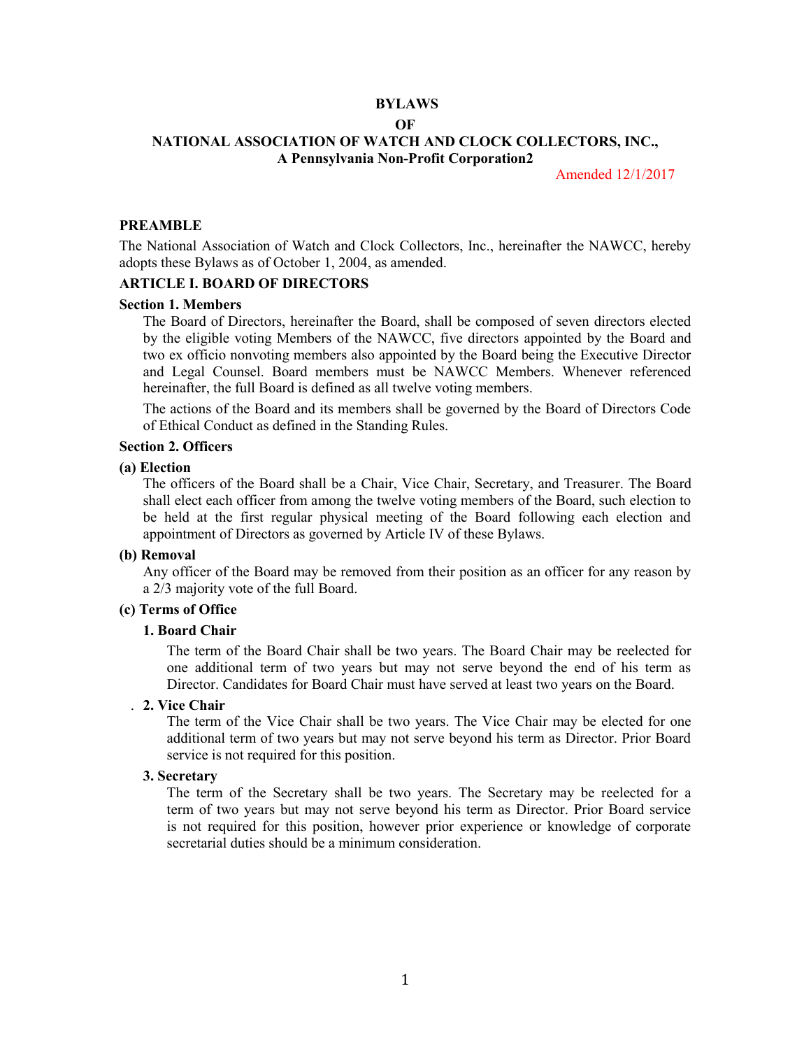# BYLAWS

# OF

# NATIONAL ASSOCIATION OF WATCH AND CLOCK COLLECTORS, INC.,

## A Pennsylvania Non-Profit Corporation2

Amended 12/1/2017

## PREAMBLE

The National Association of Watch and Clock Collectors, Inc., hereinafter the NAWCC, hereby adopts these Bylaws as of October 1, 2004, as amended.

## ARTICLE I. BOARD OF DIRECTORS

### Section 1. Members

The Board of Directors, hereinafter the Board, shall be composed of seven directors elected by the eligible voting Members of the NAWCC, five directors appointed by the Board and two ex officio nonvoting members also appointed by the Board being the Executive Director and Legal Counsel. Board members must be NAWCC Members. Whenever referenced hereinafter, the full Board is defined as all twelve voting members.

The actions of the Board and its members shall be governed by the Board of Directors Code of Ethical Conduct as defined in the Standing Rules.

### Section 2. Officers

#### (a) Election

The officers of the Board shall be a Chair, Vice Chair, Secretary, and Treasurer. The Board shall elect each officer from among the twelve voting members of the Board, such election to be held at the first regular physical meeting of the Board following each election and appointment of Directors as governed by Article IV of these Bylaws.

#### (b) Removal

Any officer of the Board may be removed from their position as an officer for any reason by a 2/3 majority vote of the full Board.

#### (c) Terms of Office

##### 1. Board Chair

The term of the Board Chair shall be two years. The Board Chair may be reelected for one additional term of two years but may not serve beyond the end of his term as Director. Candidates for Board Chair must have served at least two years on the Board.

##### 2. Vice Chair

The term of the Vice Chair shall be two years. The Vice Chair may be elected for one additional term of two years but may not serve beyond his term as Director. Prior Board service is not required for this position.

##### 3. Secretary

The term of the Secretary shall be two years. The Secretary may be reelected for a term of two years but may not serve beyond his term as Director. Prior Board service is not required for this position, however prior experience or knowledge of corporate secretarial duties should be a minimum consideration.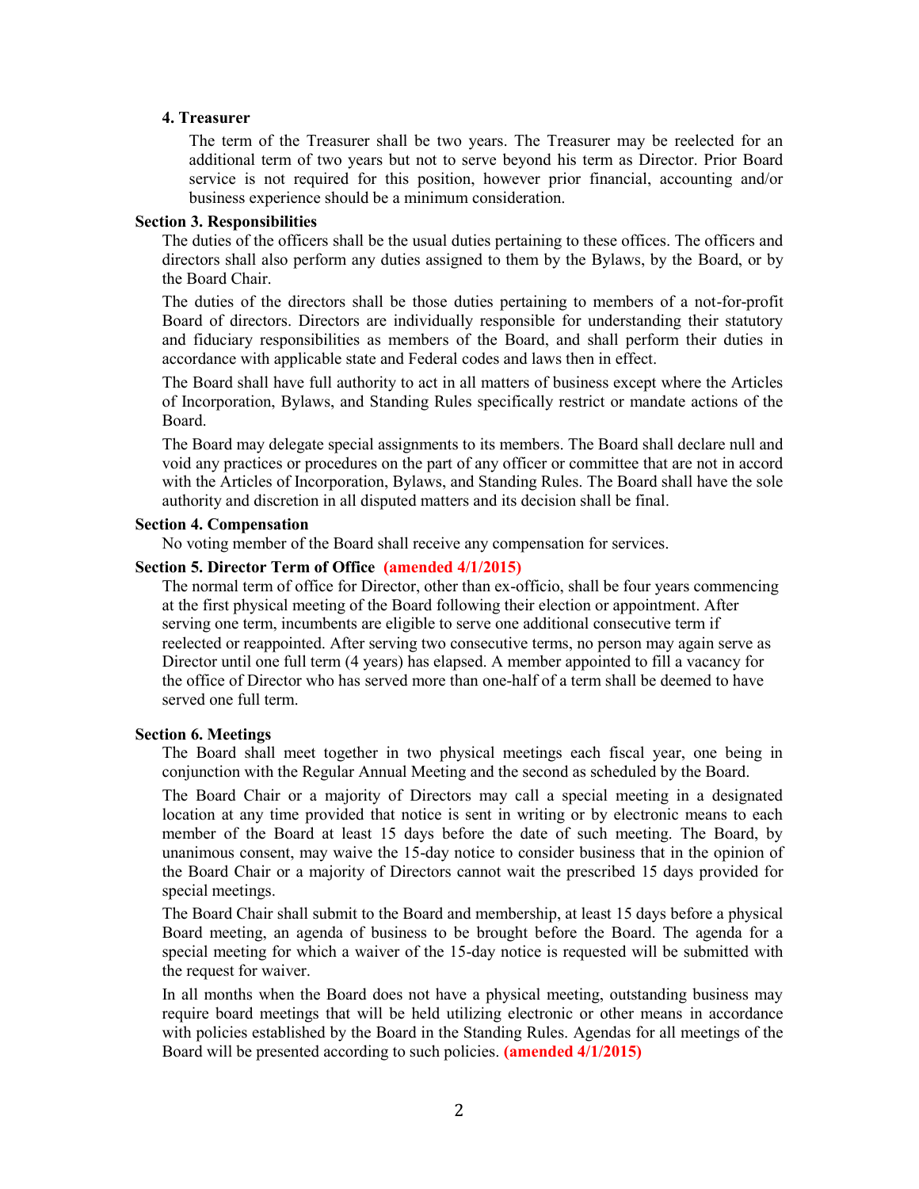#### 4. Treasurer

The term of the Treasurer shall be two years. The Treasurer may be reelected for an additional term of two years but not to serve beyond his term as Director. Prior Board service is not required for this position, however prior financial, accounting and/or business experience should be a minimum consideration.

### Section 3. Responsibilities

The duties of the officers shall be the usual duties pertaining to these offices. The officers and directors shall also perform any duties assigned to them by the Bylaws, by the Board, or by the Board Chair.

The duties of the directors shall be those duties pertaining to members of a not-for-profit Board of directors. Directors are individually responsible for understanding their statutory and fiduciary responsibilities as members of the Board, and shall perform their duties in accordance with applicable state and Federal codes and laws then in effect.

The Board shall have full authority to act in all matters of business except where the Articles of Incorporation, Bylaws, and Standing Rules specifically restrict or mandate actions of the Board.

The Board may delegate special assignments to its members. The Board shall declare null and void any practices or procedures on the part of any officer or committee that are not in accord with the Articles of Incorporation, Bylaws, and Standing Rules. The Board shall have the sole authority and discretion in all disputed matters and its decision shall be final.

### Section 4. Compensation

No voting member of the Board shall receive any compensation for services.

### Section 5. Director Term of Office **(amended 4/1/2015)**

The normal term of office for Director, other than ex-officio, shall be four years commencing at the first physical meeting of the Board following their election or appointment. After serving one term, incumbents are eligible to serve one additional consecutive term if reelected or reappointed. After serving two consecutive terms, no person may again serve as Director until one full term (4 years) has elapsed. A member appointed to fill a vacancy for the office of Director who has served more than one-half of a term shall be deemed to have served one full term.

### Section 6. Meetings

The Board shall meet together in two physical meetings each fiscal year, one being in conjunction with the Regular Annual Meeting and the second as scheduled by the Board.

The Board Chair or a majority of Directors may call a special meeting in a designated location at any time provided that notice is sent in writing or by electronic means to each member of the Board at least 15 days before the date of such meeting. The Board, by unanimous consent, may waive the 15-day notice to consider business that in the opinion of the Board Chair or a majority of Directors cannot wait the prescribed 15 days provided for special meetings.

The Board Chair shall submit to the Board and membership, at least 15 days before a physical Board meeting, an agenda of business to be brought before the Board. The agenda for a special meeting for which a waiver of the 15-day notice is requested will be submitted with the request for waiver.

In all months when the Board does not have a physical meeting, outstanding business may require board meetings that will be held utilizing electronic or other means in accordance with policies established by the Board in the Standing Rules. Agendas for all meetings of the Board will be presented according to such policies. **(amended 4/1/2015)**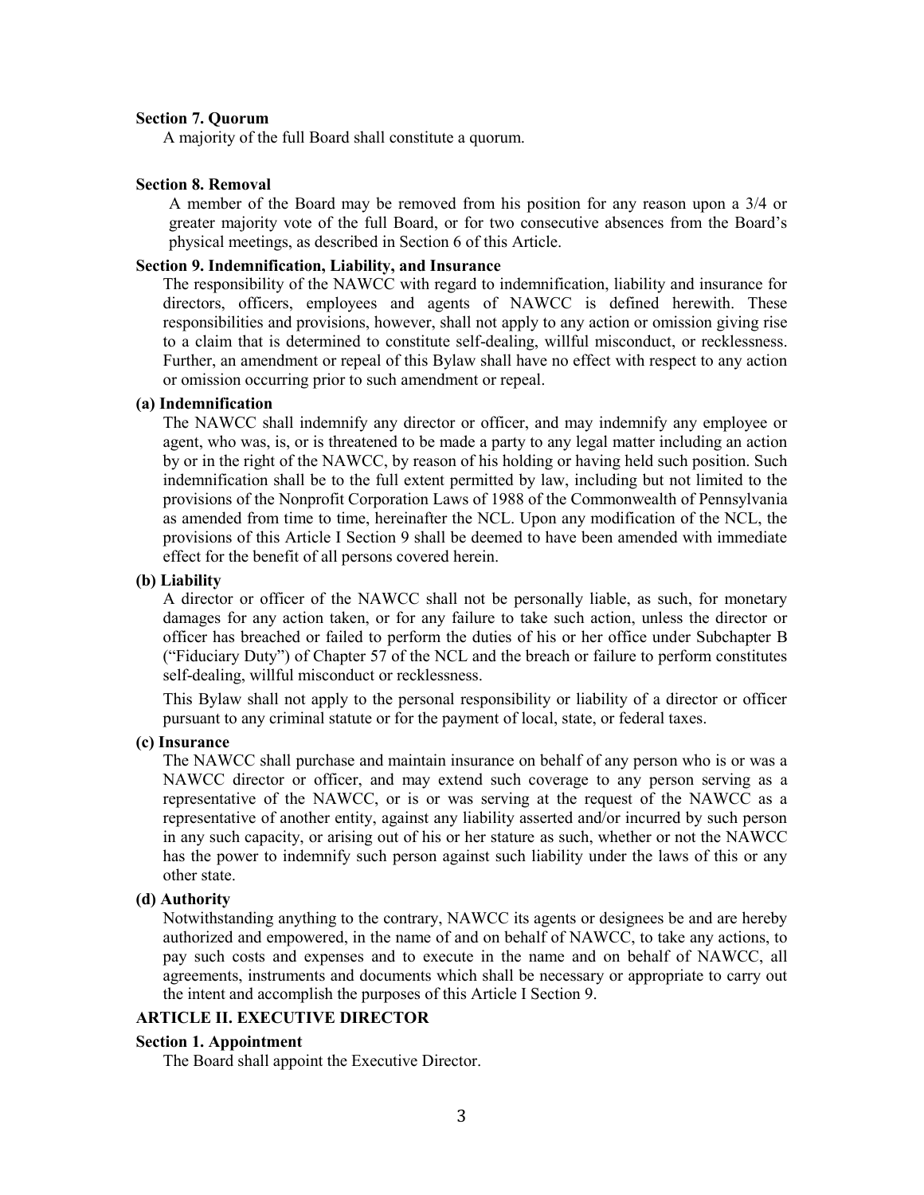**Section 7. Quorum**

A majority of the full Board shall constitute a quorum.

**Section 8. Removal**

A member of the Board may be removed from his position for any reason upon a 3/4 or greater majority vote of the full Board, or for two consecutive absences from the Board's physical meetings, as described in Section 6 of this Article.

**Section 9. Indemnification, Liability, and Insurance**

The responsibility of the NAWCC with regard to indemnification, liability and insurance for directors, officers, employees and agents of NAWCC is defined herewith. These responsibilities and provisions, however, shall not apply to any action or omission giving rise to a claim that is determined to constitute self-dealing, willful misconduct, or recklessness. Further, an amendment or repeal of this Bylaw shall have no effect with respect to any action or omission occurring prior to such amendment or repeal.

**(a) Indemnification**

The NAWCC shall indemnify any director or officer, and may indemnify any employee or agent, who was, is, or is threatened to be made a party to any legal matter including an action by or in the right of the NAWCC, by reason of his holding or having held such position. Such indemnification shall be to the full extent permitted by law, including but not limited to the provisions of the Nonprofit Corporation Laws of 1988 of the Commonwealth of Pennsylvania as amended from time to time, hereinafter the NCL. Upon any modification of the NCL, the provisions of this Article I Section 9 shall be deemed to have been amended with immediate effect for the benefit of all persons covered herein.

**(b) Liability**

A director or officer of the NAWCC shall not be personally liable, as such, for monetary damages for any action taken, or for any failure to take such action, unless the director or officer has breached or failed to perform the duties of his or her office under Subchapter B ("Fiduciary Duty") of Chapter 57 of the NCL and the breach or failure to perform constitutes self-dealing, willful misconduct or recklessness.

This Bylaw shall not apply to the personal responsibility or liability of a director or officer pursuant to any criminal statute or for the payment of local, state, or federal taxes.

**(c) Insurance**

The NAWCC shall purchase and maintain insurance on behalf of any person who is or was a NAWCC director or officer, and may extend such coverage to any person serving as a representative of the NAWCC, or is or was serving at the request of the NAWCC as a representative of another entity, against any liability asserted and/or incurred by such person in any such capacity, or arising out of his or her stature as such, whether or not the NAWCC has the power to indemnify such person against such liability under the laws of this or any other state.

**(d) Authority**

Notwithstanding anything to the contrary, NAWCC its agents or designees be and are hereby authorized and empowered, in the name of and on behalf of NAWCC, to take any actions, to pay such costs and expenses and to execute in the name and on behalf of NAWCC, all agreements, instruments and documents which shall be necessary or appropriate to carry out the intent and accomplish the purposes of this Article I Section 9.

## ARTICLE II. EXECUTIVE DIRECTOR

**Section 1. Appointment**

The Board shall appoint the Executive Director.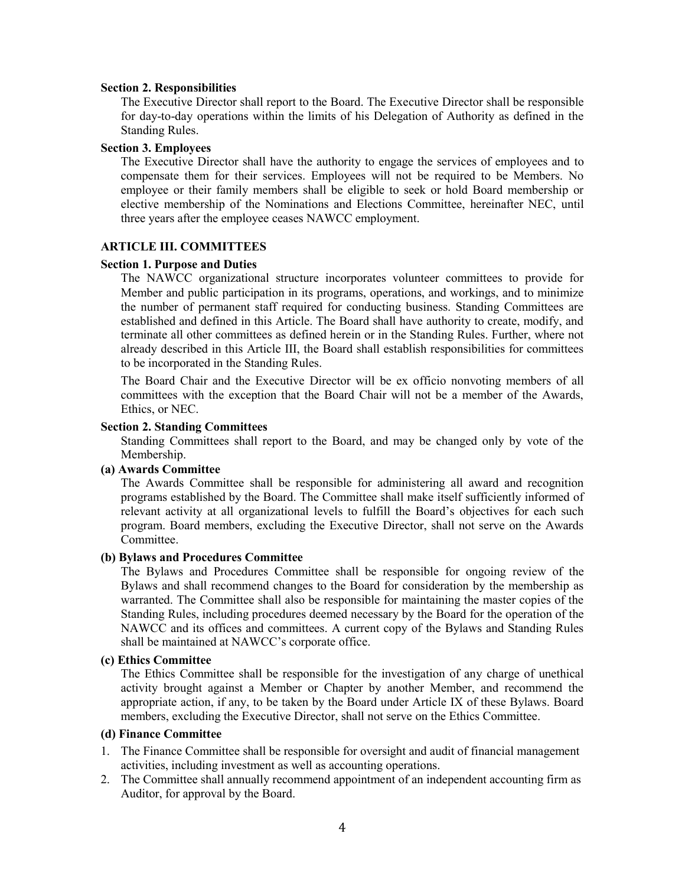**Section 2. Responsibilities**

The Executive Director shall report to the Board. The Executive Director shall be responsible for day-to-day operations within the limits of his Delegation of Authority as defined in the Standing Rules.

**Section 3. Employees**

The Executive Director shall have the authority to engage the services of employees and to compensate them for their services. Employees will not be required to be Members. No employee or their family members shall be eligible to seek or hold Board membership or elective membership of the Nominations and Elections Committee, hereinafter NEC, until three years after the employee ceases NAWCC employment.

## ARTICLE III. COMMITTEES

**Section 1. Purpose and Duties**

The NAWCC organizational structure incorporates volunteer committees to provide for Member and public participation in its programs, operations, and workings, and to minimize the number of permanent staff required for conducting business. Standing Committees are established and defined in this Article. The Board shall have authority to create, modify, and terminate all other committees as defined herein or in the Standing Rules. Further, where not already described in this Article III, the Board shall establish responsibilities for committees to be incorporated in the Standing Rules.

The Board Chair and the Executive Director will be ex officio nonvoting members of all committees with the exception that the Board Chair will not be a member of the Awards, Ethics, or NEC.

**Section 2. Standing Committees**

Standing Committees shall report to the Board, and may be changed only by vote of the Membership.

**(a) Awards Committee**

The Awards Committee shall be responsible for administering all award and recognition programs established by the Board. The Committee shall make itself sufficiently informed of relevant activity at all organizational levels to fulfill the Board's objectives for each such program. Board members, excluding the Executive Director, shall not serve on the Awards Committee.

**(b) Bylaws and Procedures Committee**

The Bylaws and Procedures Committee shall be responsible for ongoing review of the Bylaws and shall recommend changes to the Board for consideration by the membership as warranted. The Committee shall also be responsible for maintaining the master copies of the Standing Rules, including procedures deemed necessary by the Board for the operation of the NAWCC and its offices and committees. A current copy of the Bylaws and Standing Rules shall be maintained at NAWCC's corporate office.

**(c) Ethics Committee**

The Ethics Committee shall be responsible for the investigation of any charge of unethical activity brought against a Member or Chapter by another Member, and recommend the appropriate action, if any, to be taken by the Board under Article IX of these Bylaws. Board members, excluding the Executive Director, shall not serve on the Ethics Committee.

**(d) Finance Committee**

1. The Finance Committee shall be responsible for oversight and audit of financial management activities, including investment as well as accounting operations.
2. The Committee shall annually recommend appointment of an independent accounting firm as Auditor, for approval by the Board.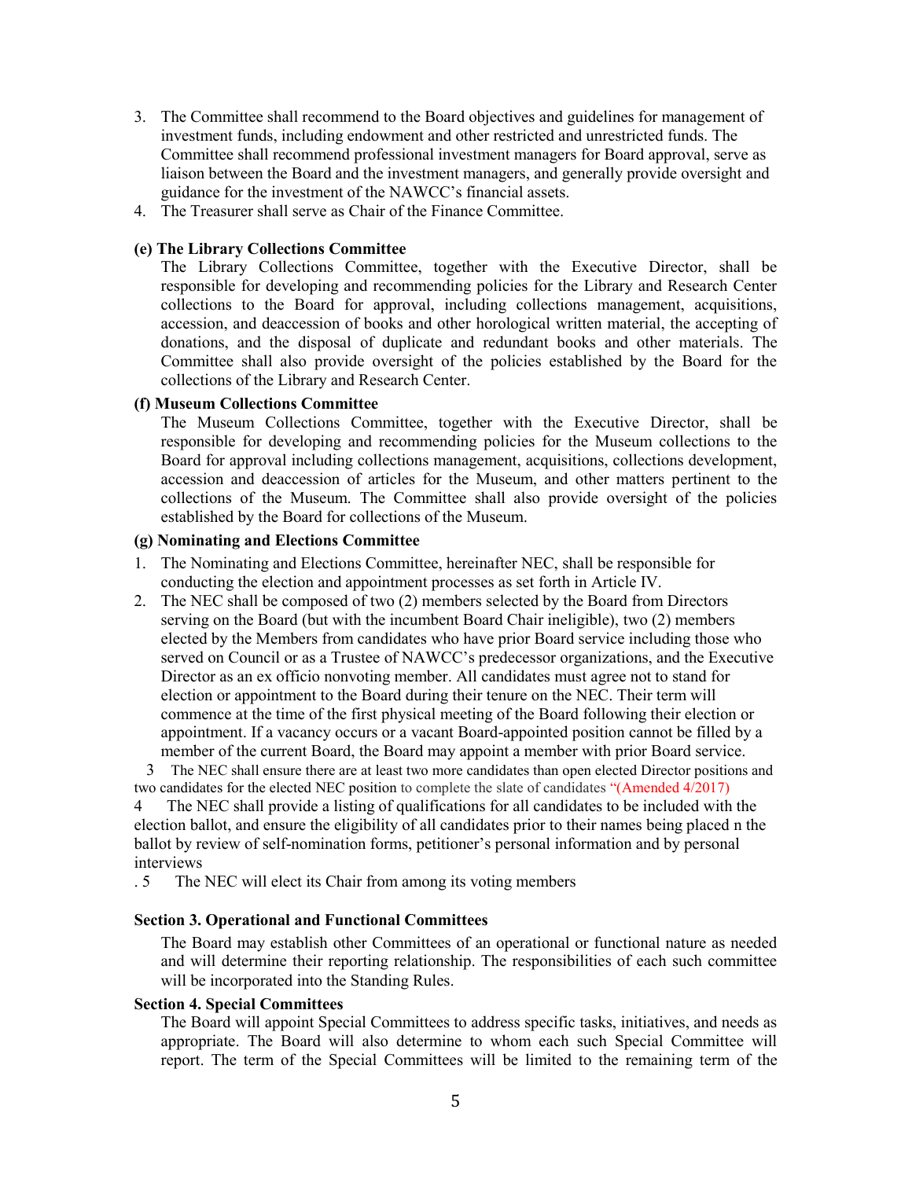3. The Committee shall recommend to the Board objectives and guidelines for management of investment funds, including endowment and other restricted and unrestricted funds. The Committee shall recommend professional investment managers for Board approval, serve as liaison between the Board and the investment managers, and generally provide oversight and guidance for the investment of the NAWCC's financial assets.
4. The Treasurer shall serve as Chair of the Finance Committee.

**(e) The Library Collections Committee**

The Library Collections Committee, together with the Executive Director, shall be responsible for developing and recommending policies for the Library and Research Center collections to the Board for approval, including collections management, acquisitions, accession, and deaccession of books and other horological written material, the accepting of donations, and the disposal of duplicate and redundant books and other materials. The Committee shall also provide oversight of the policies established by the Board for the collections of the Library and Research Center.

**(f) Museum Collections Committee**

The Museum Collections Committee, together with the Executive Director, shall be responsible for developing and recommending policies for the Museum collections to the Board for approval including collections management, acquisitions, collections development, accession and deaccession of articles for the Museum, and other matters pertinent to the collections of the Museum. The Committee shall also provide oversight of the policies established by the Board for collections of the Museum.

**(g) Nominating and Elections Committee**

1. The Nominating and Elections Committee, hereinafter NEC, shall be responsible for conducting the election and appointment processes as set forth in Article IV.
2. The NEC shall be composed of two (2) members selected by the Board from Directors serving on the Board (but with the incumbent Board Chair ineligible), two (2) members elected by the Members from candidates who have prior Board service including those who served on Council or as a Trustee of NAWCC's predecessor organizations, and the Executive Director as an ex officio nonvoting member. All candidates must agree not to stand for election or appointment to the Board during their tenure on the NEC. Their term will commence at the time of the first physical meeting of the Board following their election or appointment. If a vacancy occurs or a vacant Board-appointed position cannot be filled by a member of the current Board, the Board may appoint a member with prior Board service.

3 The NEC shall ensure there are at least two more candidates than open elected Director positions and two candidates for the elected NEC position to complete the slate of candidates "(Amended 4/2017)

4 The NEC shall provide a listing of qualifications for all candidates to be included with the election ballot, and ensure the eligibility of all candidates prior to their names being placed n the ballot by review of self-nomination forms, petitioner's personal information and by personal interviews

. 5 The NEC will elect its Chair from among its voting members

**Section 3. Operational and Functional Committees**

The Board may establish other Committees of an operational or functional nature as needed and will determine their reporting relationship. The responsibilities of each such committee will be incorporated into the Standing Rules.

**Section 4. Special Committees**

The Board will appoint Special Committees to address specific tasks, initiatives, and needs as appropriate. The Board will also determine to whom each such Special Committee will report. The term of the Special Committees will be limited to the remaining term of the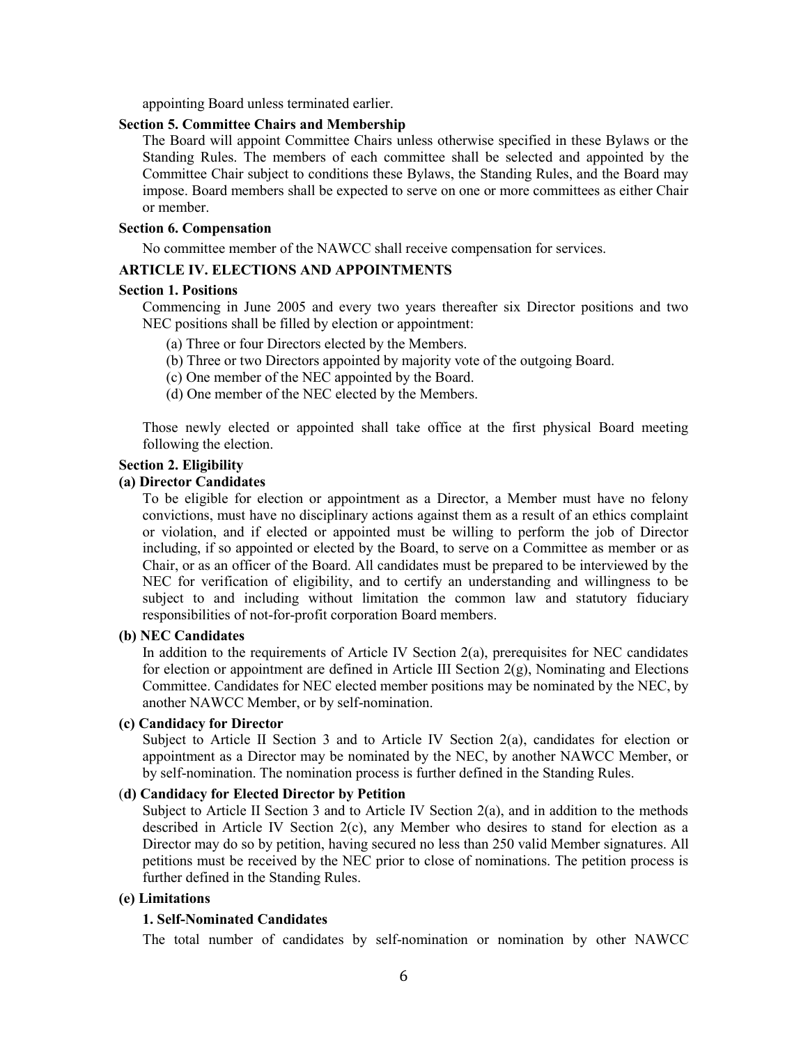appointing Board unless terminated earlier.

**Section 5. Committee Chairs and Membership**

The Board will appoint Committee Chairs unless otherwise specified in these Bylaws or the Standing Rules. The members of each committee shall be selected and appointed by the Committee Chair subject to conditions these Bylaws, the Standing Rules, and the Board may impose. Board members shall be expected to serve on one or more committees as either Chair or member.

**Section 6. Compensation**

No committee member of the NAWCC shall receive compensation for services.

## ARTICLE IV. ELECTIONS AND APPOINTMENTS

**Section 1. Positions**

Commencing in June 2005 and every two years thereafter six Director positions and two NEC positions shall be filled by election or appointment:

(a) Three or four Directors elected by the Members.
(b) Three or two Directors appointed by majority vote of the outgoing Board.
(c) One member of the NEC appointed by the Board.
(d) One member of the NEC elected by the Members.

Those newly elected or appointed shall take office at the first physical Board meeting following the election.

**Section 2. Eligibility**

**(a) Director Candidates**

To be eligible for election or appointment as a Director, a Member must have no felony convictions, must have no disciplinary actions against them as a result of an ethics complaint or violation, and if elected or appointed must be willing to perform the job of Director including, if so appointed or elected by the Board, to serve on a Committee as member or as Chair, or as an officer of the Board. All candidates must be prepared to be interviewed by the NEC for verification of eligibility, and to certify an understanding and willingness to be subject to and including without limitation the common law and statutory fiduciary responsibilities of not-for-profit corporation Board members.

**(b) NEC Candidates**

In addition to the requirements of Article IV Section 2(a), prerequisites for NEC candidates for election or appointment are defined in Article III Section 2(g), Nominating and Elections Committee. Candidates for NEC elected member positions may be nominated by the NEC, by another NAWCC Member, or by self-nomination.

**(c) Candidacy for Director**

Subject to Article II Section 3 and to Article IV Section 2(a), candidates for election or appointment as a Director may be nominated by the NEC, by another NAWCC Member, or by self-nomination. The nomination process is further defined in the Standing Rules.

**(d) Candidacy for Elected Director by Petition**

Subject to Article II Section 3 and to Article IV Section 2(a), and in addition to the methods described in Article IV Section 2(c), any Member who desires to stand for election as a Director may do so by petition, having secured no less than 250 valid Member signatures. All petitions must be received by the NEC prior to close of nominations. The petition process is further defined in the Standing Rules.

**(e) Limitations**

**1. Self-Nominated Candidates**

The total number of candidates by self-nomination or nomination by other NAWCC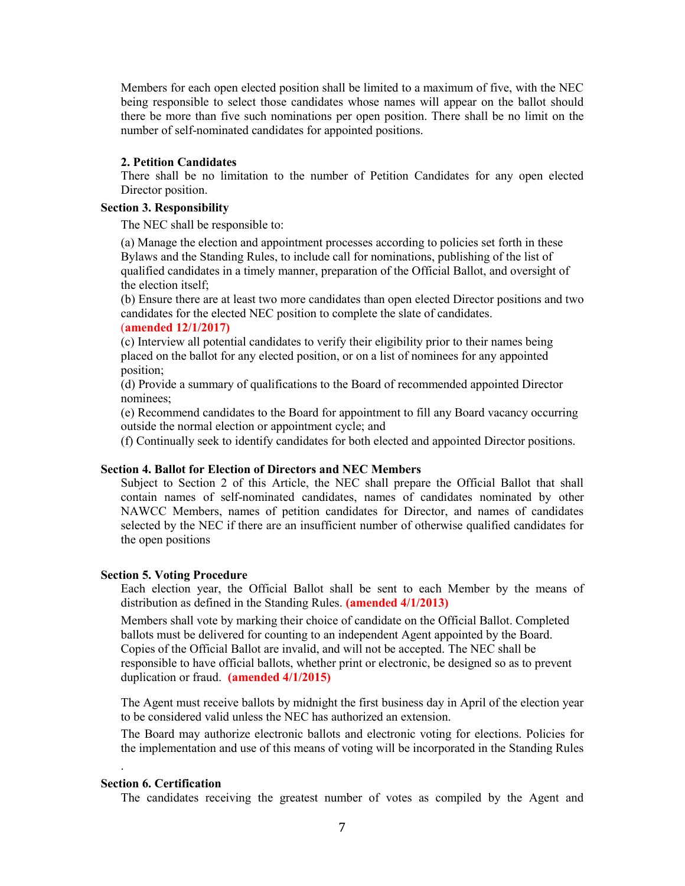Members for each open elected position shall be limited to a maximum of five, with the NEC being responsible to select those candidates whose names will appear on the ballot should there be more than five such nominations per open position. There shall be no limit on the number of self-nominated candidates for appointed positions.

**2. Petition Candidates**

There shall be no limitation to the number of Petition Candidates for any open elected Director position.

**Section 3. Responsibility**

The NEC shall be responsible to:

(a) Manage the election and appointment processes according to policies set forth in these Bylaws and the Standing Rules, to include call for nominations, publishing of the list of qualified candidates in a timely manner, preparation of the Official Ballot, and oversight of the election itself;

(b) Ensure there are at least two more candidates than open elected Director positions and two candidates for the elected NEC position to complete the slate of candidates.
**(amended 12/1/2017)**

(c) Interview all potential candidates to verify their eligibility prior to their names being placed on the ballot for any elected position, or on a list of nominees for any appointed position;

(d) Provide a summary of qualifications to the Board of recommended appointed Director nominees;

(e) Recommend candidates to the Board for appointment to fill any Board vacancy occurring outside the normal election or appointment cycle; and

(f) Continually seek to identify candidates for both elected and appointed Director positions.

**Section 4. Ballot for Election of Directors and NEC Members**

Subject to Section 2 of this Article, the NEC shall prepare the Official Ballot that shall contain names of self-nominated candidates, names of candidates nominated by other NAWCC Members, names of petition candidates for Director, and names of candidates selected by the NEC if there are an insufficient number of otherwise qualified candidates for the open positions

**Section 5. Voting Procedure**

Each election year, the Official Ballot shall be sent to each Member by the means of distribution as defined in the Standing Rules. **(amended 4/1/2013)**

Members shall vote by marking their choice of candidate on the Official Ballot. Completed ballots must be delivered for counting to an independent Agent appointed by the Board. Copies of the Official Ballot are invalid, and will not be accepted. The NEC shall be responsible to have official ballots, whether print or electronic, be designed so as to prevent duplication or fraud. **(amended 4/1/2015)**

The Agent must receive ballots by midnight the first business day in April of the election year to be considered valid unless the NEC has authorized an extension.

The Board may authorize electronic ballots and electronic voting for elections. Policies for the implementation and use of this means of voting will be incorporated in the Standing Rules

.

**Section 6. Certification**

The candidates receiving the greatest number of votes as compiled by the Agent and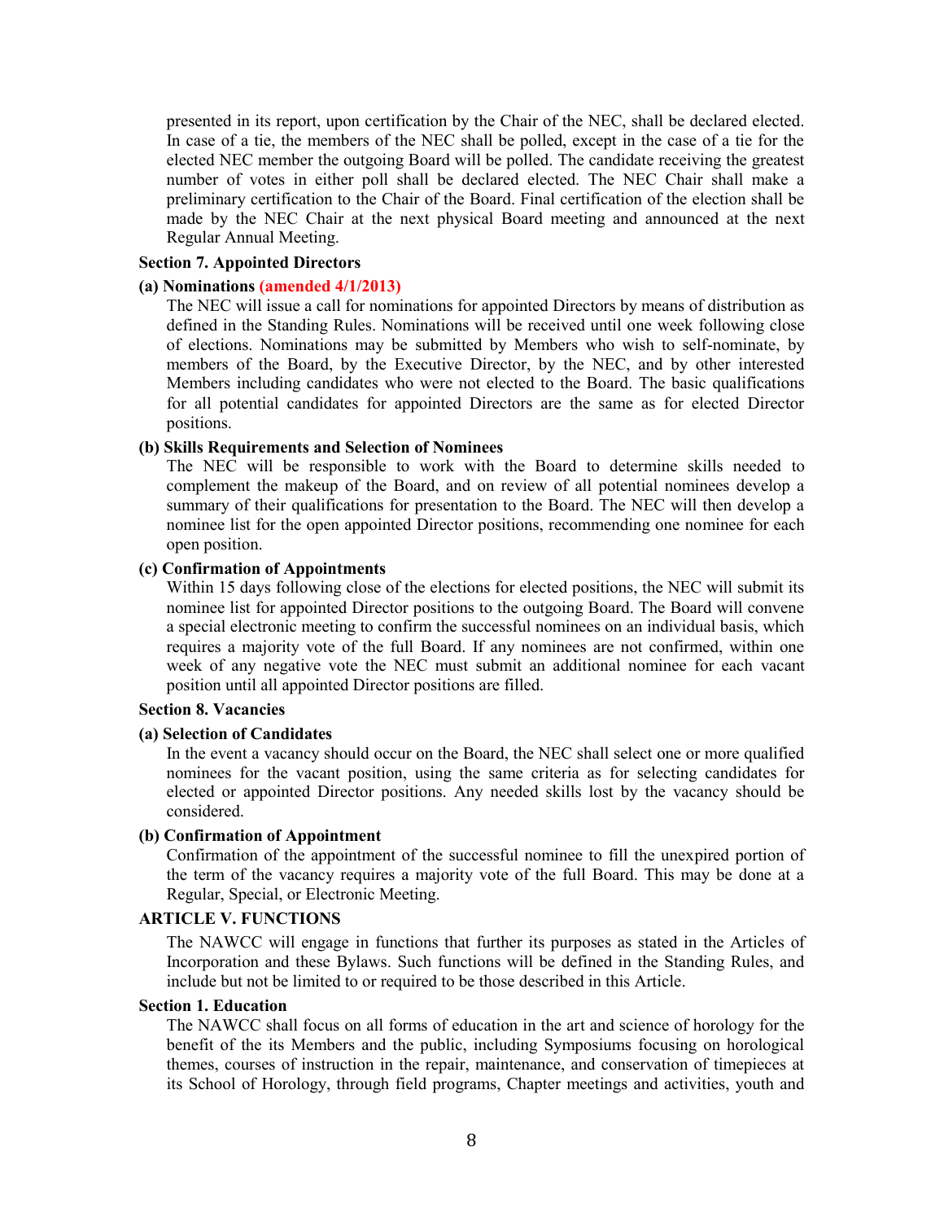presented in its report, upon certification by the Chair of the NEC, shall be declared elected. In case of a tie, the members of the NEC shall be polled, except in the case of a tie for the elected NEC member the outgoing Board will be polled. The candidate receiving the greatest number of votes in either poll shall be declared elected. The NEC Chair shall make a preliminary certification to the Chair of the Board. Final certification of the election shall be made by the NEC Chair at the next physical Board meeting and announced at the next Regular Annual Meeting.

**Section 7. Appointed Directors**

**(a) Nominations (amended 4/1/2013)**

The NEC will issue a call for nominations for appointed Directors by means of distribution as defined in the Standing Rules. Nominations will be received until one week following close of elections. Nominations may be submitted by Members who wish to self-nominate, by members of the Board, by the Executive Director, by the NEC, and by other interested Members including candidates who were not elected to the Board. The basic qualifications for all potential candidates for appointed Directors are the same as for elected Director positions.

**(b) Skills Requirements and Selection of Nominees**

The NEC will be responsible to work with the Board to determine skills needed to complement the makeup of the Board, and on review of all potential nominees develop a summary of their qualifications for presentation to the Board. The NEC will then develop a nominee list for the open appointed Director positions, recommending one nominee for each open position.

**(c) Confirmation of Appointments**

Within 15 days following close of the elections for elected positions, the NEC will submit its nominee list for appointed Director positions to the outgoing Board. The Board will convene a special electronic meeting to confirm the successful nominees on an individual basis, which requires a majority vote of the full Board. If any nominees are not confirmed, within one week of any negative vote the NEC must submit an additional nominee for each vacant position until all appointed Director positions are filled.

**Section 8. Vacancies**

**(a) Selection of Candidates**

In the event a vacancy should occur on the Board, the NEC shall select one or more qualified nominees for the vacant position, using the same criteria as for selecting candidates for elected or appointed Director positions. Any needed skills lost by the vacancy should be considered.

**(b) Confirmation of Appointment**

Confirmation of the appointment of the successful nominee to fill the unexpired portion of the term of the vacancy requires a majority vote of the full Board. This may be done at a Regular, Special, or Electronic Meeting.

## ARTICLE V. FUNCTIONS

The NAWCC will engage in functions that further its purposes as stated in the Articles of Incorporation and these Bylaws. Such functions will be defined in the Standing Rules, and include but not be limited to or required to be those described in this Article.

**Section 1. Education**

The NAWCC shall focus on all forms of education in the art and science of horology for the benefit of the its Members and the public, including Symposiums focusing on horological themes, courses of instruction in the repair, maintenance, and conservation of timepieces at its School of Horology, through field programs, Chapter meetings and activities, youth and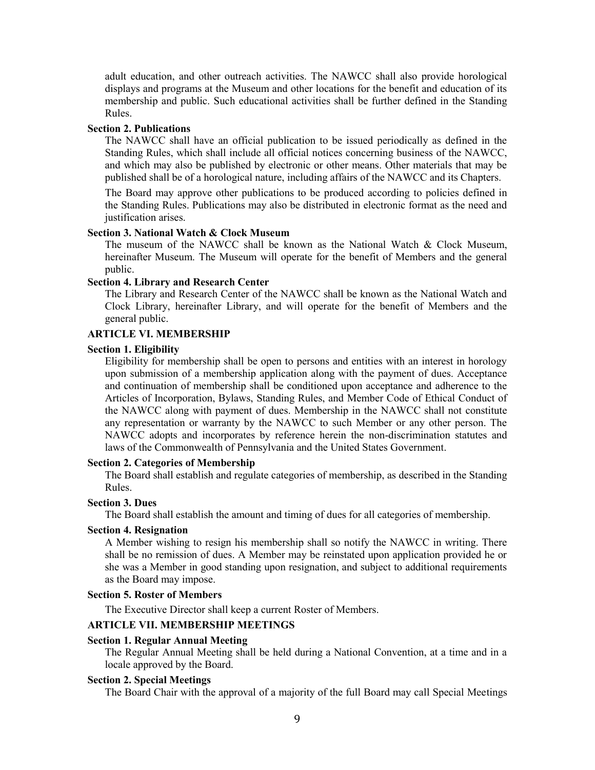adult education, and other outreach activities. The NAWCC shall also provide horological displays and programs at the Museum and other locations for the benefit and education of its membership and public. Such educational activities shall be further defined in the Standing Rules.

**Section 2. Publications**

The NAWCC shall have an official publication to be issued periodically as defined in the Standing Rules, which shall include all official notices concerning business of the NAWCC, and which may also be published by electronic or other means. Other materials that may be published shall be of a horological nature, including affairs of the NAWCC and its Chapters.

The Board may approve other publications to be produced according to policies defined in the Standing Rules. Publications may also be distributed in electronic format as the need and justification arises.

**Section 3. National Watch & Clock Museum**

The museum of the NAWCC shall be known as the National Watch & Clock Museum, hereinafter Museum. The Museum will operate for the benefit of Members and the general public.

**Section 4. Library and Research Center**

The Library and Research Center of the NAWCC shall be known as the National Watch and Clock Library, hereinafter Library, and will operate for the benefit of Members and the general public.

## ARTICLE VI. MEMBERSHIP

**Section 1. Eligibility**

Eligibility for membership shall be open to persons and entities with an interest in horology upon submission of a membership application along with the payment of dues. Acceptance and continuation of membership shall be conditioned upon acceptance and adherence to the Articles of Incorporation, Bylaws, Standing Rules, and Member Code of Ethical Conduct of the NAWCC along with payment of dues. Membership in the NAWCC shall not constitute any representation or warranty by the NAWCC to such Member or any other person. The NAWCC adopts and incorporates by reference herein the non-discrimination statutes and laws of the Commonwealth of Pennsylvania and the United States Government.

**Section 2. Categories of Membership**

The Board shall establish and regulate categories of membership, as described in the Standing Rules.

**Section 3. Dues**

The Board shall establish the amount and timing of dues for all categories of membership.

**Section 4. Resignation**

A Member wishing to resign his membership shall so notify the NAWCC in writing. There shall be no remission of dues. A Member may be reinstated upon application provided he or she was a Member in good standing upon resignation, and subject to additional requirements as the Board may impose.

**Section 5. Roster of Members**

The Executive Director shall keep a current Roster of Members.

## ARTICLE VII. MEMBERSHIP MEETINGS

**Section 1. Regular Annual Meeting**

The Regular Annual Meeting shall be held during a National Convention, at a time and in a locale approved by the Board.

**Section 2. Special Meetings**

The Board Chair with the approval of a majority of the full Board may call Special Meetings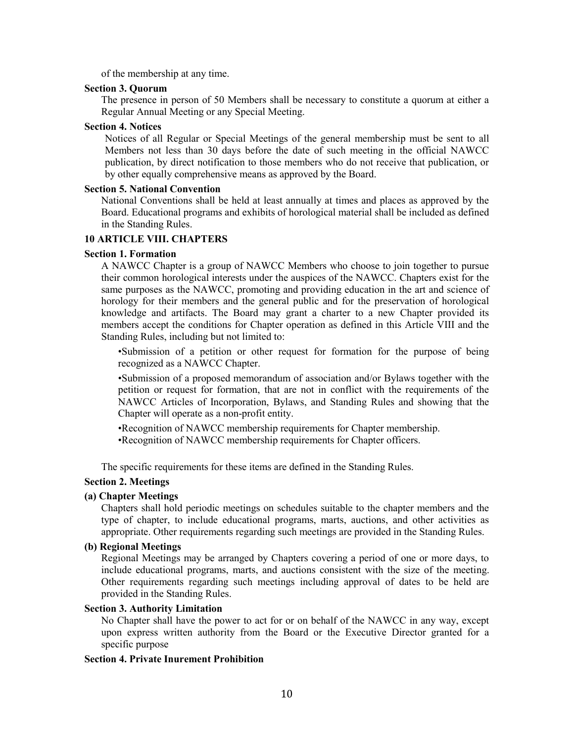of the membership at any time.

**Section 3. Quorum**

The presence in person of 50 Members shall be necessary to constitute a quorum at either a Regular Annual Meeting or any Special Meeting.

**Section 4. Notices**

Notices of all Regular or Special Meetings of the general membership must be sent to all Members not less than 30 days before the date of such meeting in the official NAWCC publication, by direct notification to those members who do not receive that publication, or by other equally comprehensive means as approved by the Board.

**Section 5. National Convention**

National Conventions shall be held at least annually at times and places as approved by the Board. Educational programs and exhibits of horological material shall be included as defined in the Standing Rules.

## 10 ARTICLE VIII. CHAPTERS

**Section 1. Formation**

A NAWCC Chapter is a group of NAWCC Members who choose to join together to pursue their common horological interests under the auspices of the NAWCC. Chapters exist for the same purposes as the NAWCC, promoting and providing education in the art and science of horology for their members and the general public and for the preservation of horological knowledge and artifacts. The Board may grant a charter to a new Chapter provided its members accept the conditions for Chapter operation as defined in this Article VIII and the Standing Rules, including but not limited to:

- Submission of a petition or other request for formation for the purpose of being recognized as a NAWCC Chapter.
- Submission of a proposed memorandum of association and/or Bylaws together with the petition or request for formation, that are not in conflict with the requirements of the NAWCC Articles of Incorporation, Bylaws, and Standing Rules and showing that the Chapter will operate as a non-profit entity.
- Recognition of NAWCC membership requirements for Chapter membership.
- Recognition of NAWCC membership requirements for Chapter officers.

The specific requirements for these items are defined in the Standing Rules.

**Section 2. Meetings**

**(a) Chapter Meetings**

Chapters shall hold periodic meetings on schedules suitable to the chapter members and the type of chapter, to include educational programs, marts, auctions, and other activities as appropriate. Other requirements regarding such meetings are provided in the Standing Rules.

**(b) Regional Meetings**

Regional Meetings may be arranged by Chapters covering a period of one or more days, to include educational programs, marts, and auctions consistent with the size of the meeting. Other requirements regarding such meetings including approval of dates to be held are provided in the Standing Rules.

**Section 3. Authority Limitation**

No Chapter shall have the power to act for or on behalf of the NAWCC in any way, except upon express written authority from the Board or the Executive Director granted for a specific purpose

**Section 4. Private Inurement Prohibition**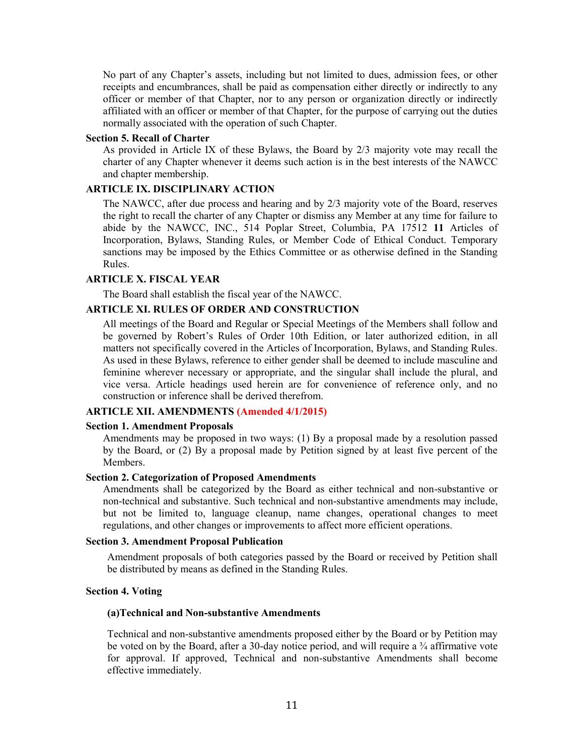No part of any Chapter's assets, including but not limited to dues, admission fees, or other receipts and encumbrances, shall be paid as compensation either directly or indirectly to any officer or member of that Chapter, nor to any person or organization directly or indirectly affiliated with an officer or member of that Chapter, for the purpose of carrying out the duties normally associated with the operation of such Chapter.

### Section 5. Recall of Charter

As provided in Article IX of these Bylaws, the Board by 2/3 majority vote may recall the charter of any Chapter whenever it deems such action is in the best interests of the NAWCC and chapter membership.

## ARTICLE IX. DISCIPLINARY ACTION

The NAWCC, after due process and hearing and by 2/3 majority vote of the Board, reserves the right to recall the charter of any Chapter or dismiss any Member at any time for failure to abide by the NAWCC, INC., 514 Poplar Street, Columbia, PA 17512 **11** Articles of Incorporation, Bylaws, Standing Rules, or Member Code of Ethical Conduct. Temporary sanctions may be imposed by the Ethics Committee or as otherwise defined in the Standing Rules.

## ARTICLE X. FISCAL YEAR

The Board shall establish the fiscal year of the NAWCC.

## ARTICLE XI. RULES OF ORDER AND CONSTRUCTION

All meetings of the Board and Regular or Special Meetings of the Members shall follow and be governed by Robert's Rules of Order 10th Edition, or later authorized edition, in all matters not specifically covered in the Articles of Incorporation, Bylaws, and Standing Rules. As used in these Bylaws, reference to either gender shall be deemed to include masculine and feminine wherever necessary or appropriate, and the singular shall include the plural, and vice versa. Article headings used herein are for convenience of reference only, and no construction or inference shall be derived therefrom.

## ARTICLE XII. AMENDMENTS (Amended 4/1/2015)

### Section 1. Amendment Proposals

Amendments may be proposed in two ways: (1) By a proposal made by a resolution passed by the Board, or (2) By a proposal made by Petition signed by at least five percent of the Members.

### Section 2. Categorization of Proposed Amendments

Amendments shall be categorized by the Board as either technical and non-substantive or non-technical and substantive. Such technical and non-substantive amendments may include, but not be limited to, language cleanup, name changes, operational changes to meet regulations, and other changes or improvements to affect more efficient operations.

### Section 3. Amendment Proposal Publication

Amendment proposals of both categories passed by the Board or received by Petition shall be distributed by means as defined in the Standing Rules.

### Section 4. Voting

**(a)Technical and Non-substantive Amendments**

Technical and non-substantive amendments proposed either by the Board or by Petition may be voted on by the Board, after a 30-day notice period, and will require a ¾ affirmative vote for approval. If approved, Technical and non-substantive Amendments shall become effective immediately.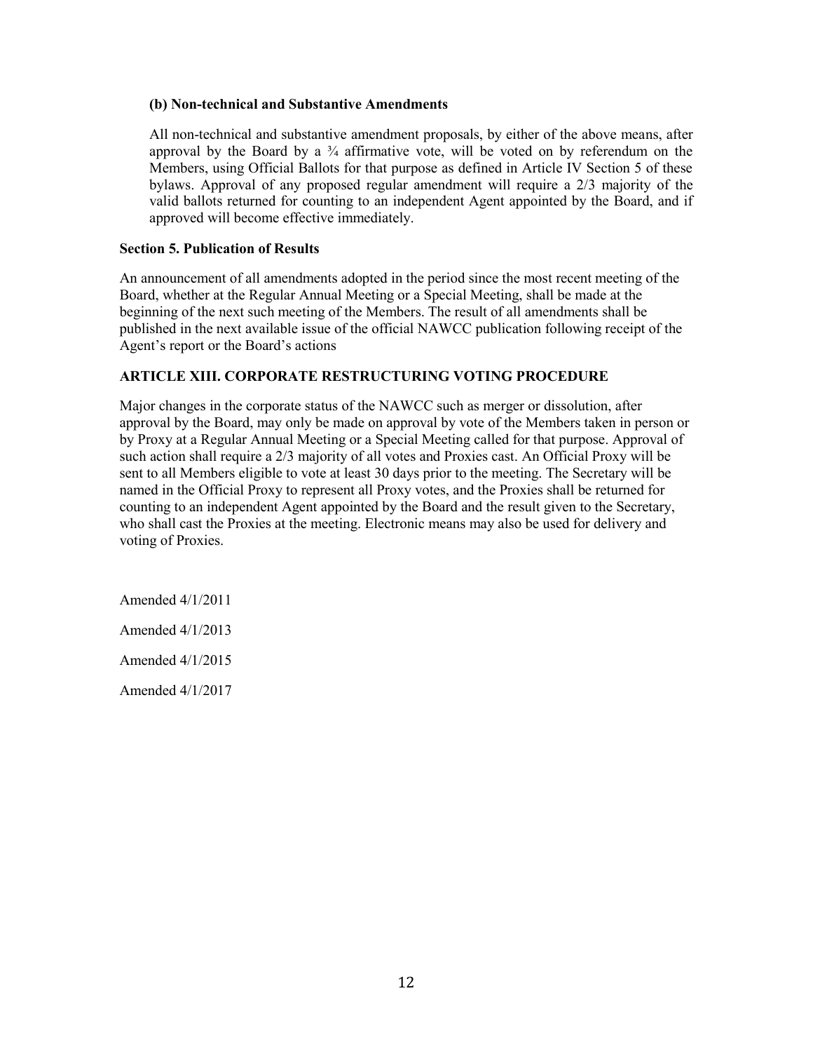**(b) Non-technical and Substantive Amendments**

All non-technical and substantive amendment proposals, by either of the above means, after approval by the Board by a ¾ affirmative vote, will be voted on by referendum on the Members, using Official Ballots for that purpose as defined in Article IV Section 5 of these bylaws. Approval of any proposed regular amendment will require a 2/3 majority of the valid ballots returned for counting to an independent Agent appointed by the Board, and if approved will become effective immediately.

**Section 5. Publication of Results**

An announcement of all amendments adopted in the period since the most recent meeting of the Board, whether at the Regular Annual Meeting or a Special Meeting, shall be made at the beginning of the next such meeting of the Members. The result of all amendments shall be published in the next available issue of the official NAWCC publication following receipt of the Agent's report or the Board's actions

**ARTICLE XIII. CORPORATE RESTRUCTURING VOTING PROCEDURE**

Major changes in the corporate status of the NAWCC such as merger or dissolution, after approval by the Board, may only be made on approval by vote of the Members taken in person or by Proxy at a Regular Annual Meeting or a Special Meeting called for that purpose. Approval of such action shall require a 2/3 majority of all votes and Proxies cast. An Official Proxy will be sent to all Members eligible to vote at least 30 days prior to the meeting. The Secretary will be named in the Official Proxy to represent all Proxy votes, and the Proxies shall be returned for counting to an independent Agent appointed by the Board and the result given to the Secretary, who shall cast the Proxies at the meeting. Electronic means may also be used for delivery and voting of Proxies.

Amended 4/1/2011

Amended 4/1/2013

Amended 4/1/2015

Amended 4/1/2017